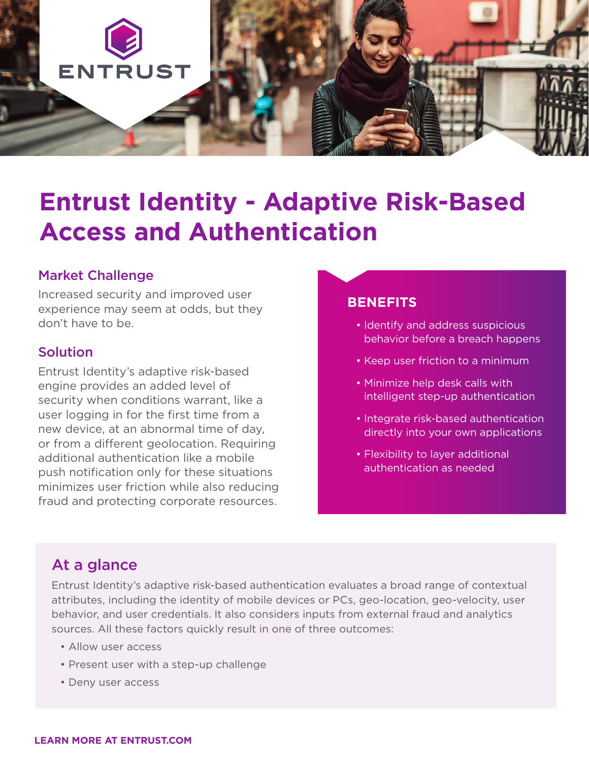ENTRUST

# Entrust Identity - Adaptive Risk-Based Access and Authentication

## Market Challenge

Increased security and improved user experience may seem at odds, but they don't have to be.

## Solution

Entrust Identity's adaptive risk-based engine provides an added level of security when conditions warrant, like a user logging in for the first time from a new device, at an abnormal time of day, or from a different geolocation. Requiring additional authentication like a mobile push notification only for these situations minimizes user friction while also reducing fraud and protecting corporate resources.

## BENEFITS

- Identify and address suspicious behavior before a breach happens
- Keep user friction to a minimum
- Minimize help desk calls with intelligent step-up authentication
- Integrate risk-based authentication directly into your own applications
- Flexibility to layer additional authentication as needed

## At a glance

Entrust Identity's adaptive risk-based authentication evaluates a broad range of contextual attributes, including the identity of mobile devices or PCs, geo-location, geo-velocity, user behavior, and user credentials. It also considers inputs from external fraud and analytics sources. All these factors quickly result in one of three outcomes:

- Allow user access
- Present user with a step-up challenge
- Deny user access

**LEARN MORE AT ENTRUST.COM**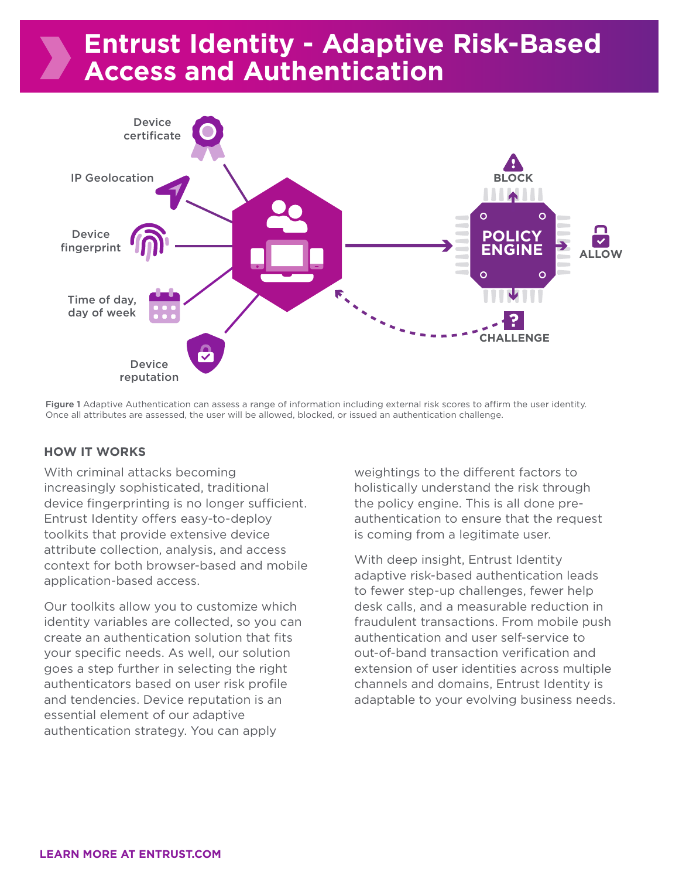# Entrust Identity - Adaptive Risk-Based Access and Authentication

Device certificate

IP Geolocation

Device fingerprint

Time of day, day of week

Device reputation

POLICY ENGINE

BLOCK

ALLOW

CHALLENGE

**Figure 1** Adaptive Authentication can assess a range of information including external risk scores to affirm the user identity. Once all attributes are assessed, the user will be allowed, blocked, or issued an authentication challenge.

## HOW IT WORKS

With criminal attacks becoming increasingly sophisticated, traditional device fingerprinting is no longer sufficient. Entrust Identity offers easy-to-deploy toolkits that provide extensive device attribute collection, analysis, and access context for both browser-based and mobile application-based access.

Our toolkits allow you to customize which identity variables are collected, so you can create an authentication solution that fits your specific needs. As well, our solution goes a step further in selecting the right authenticators based on user risk profile and tendencies. Device reputation is an essential element of our adaptive authentication strategy. You can apply weightings to the different factors to holistically understand the risk through the policy engine. This is all done pre-authentication to ensure that the request is coming from a legitimate user.

With deep insight, Entrust Identity adaptive risk-based authentication leads to fewer step-up challenges, fewer help desk calls, and a measurable reduction in fraudulent transactions. From mobile push authentication and user self-service to out-of-band transaction verification and extension of user identities across multiple channels and domains, Entrust Identity is adaptable to your evolving business needs.

**LEARN MORE AT ENTRUST.COM**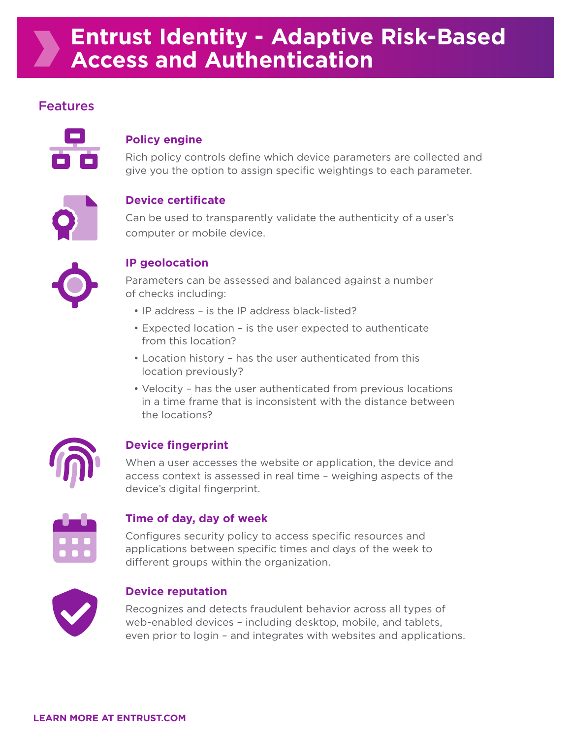# Entrust Identity - Adaptive Risk-Based Access and Authentication

## Features

### Policy engine

Rich policy controls define which device parameters are collected and give you the option to assign specific weightings to each parameter.

### Device certificate

Can be used to transparently validate the authenticity of a user's computer or mobile device.

### IP geolocation

Parameters can be assessed and balanced against a number of checks including:

- IP address – is the IP address black-listed?
- Expected location – is the user expected to authenticate from this location?
- Location history – has the user authenticated from this location previously?
- Velocity – has the user authenticated from previous locations in a time frame that is inconsistent with the distance between the locations?

### Device fingerprint

When a user accesses the website or application, the device and access context is assessed in real time – weighing aspects of the device's digital fingerprint.

### Time of day, day of week

Configures security policy to access specific resources and applications between specific times and days of the week to different groups within the organization.

### Device reputation

Recognizes and detects fraudulent behavior across all types of web-enabled devices – including desktop, mobile, and tablets, even prior to login – and integrates with websites and applications.

**LEARN MORE AT ENTRUST.COM**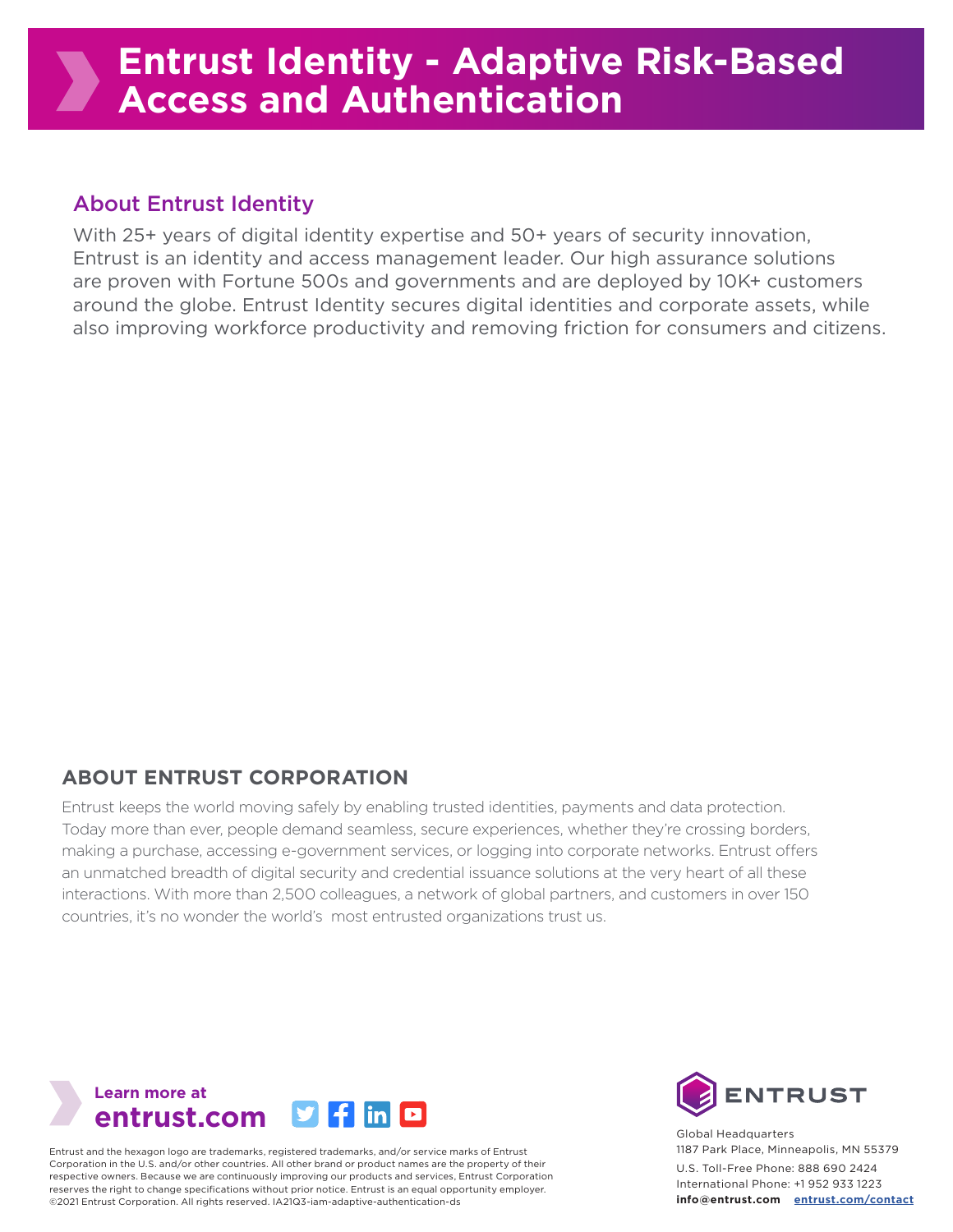# Entrust Identity - Adaptive Risk-Based Access and Authentication

## About Entrust Identity

With 25+ years of digital identity expertise and 50+ years of security innovation, Entrust is an identity and access management leader. Our high assurance solutions are proven with Fortune 500s and governments and are deployed by 10K+ customers around the globe. Entrust Identity secures digital identities and corporate assets, while also improving workforce productivity and removing friction for consumers and citizens.

## ABOUT ENTRUST CORPORATION

Entrust keeps the world moving safely by enabling trusted identities, payments and data protection. Today more than ever, people demand seamless, secure experiences, whether they're crossing borders, making a purchase, accessing e-government services, or logging into corporate networks. Entrust offers an unmatched breadth of digital security and credential issuance solutions at the very heart of all these interactions. With more than 2,500 colleagues, a network of global partners, and customers in over 150 countries, it's no wonder the world's most entrusted organizations trust us.

**Learn more at**
**entrust.com**

Entrust and the hexagon logo are trademarks, registered trademarks, and/or service marks of Entrust Corporation in the U.S. and/or other countries. All other brand or product names are the property of their respective owners. Because we are continuously improving our products and services, Entrust Corporation reserves the right to change specifications without prior notice. Entrust is an equal opportunity employer. ©2021 Entrust Corporation. All rights reserved. IA21Q3-iam-adaptive-authentication-ds

ENTRUST

Global Headquarters
1187 Park Place, Minneapolis, MN 55379
U.S. Toll-Free Phone: 888 690 2424
International Phone: +1 952 933 1223
**info@entrust.com** entrust.com/contact